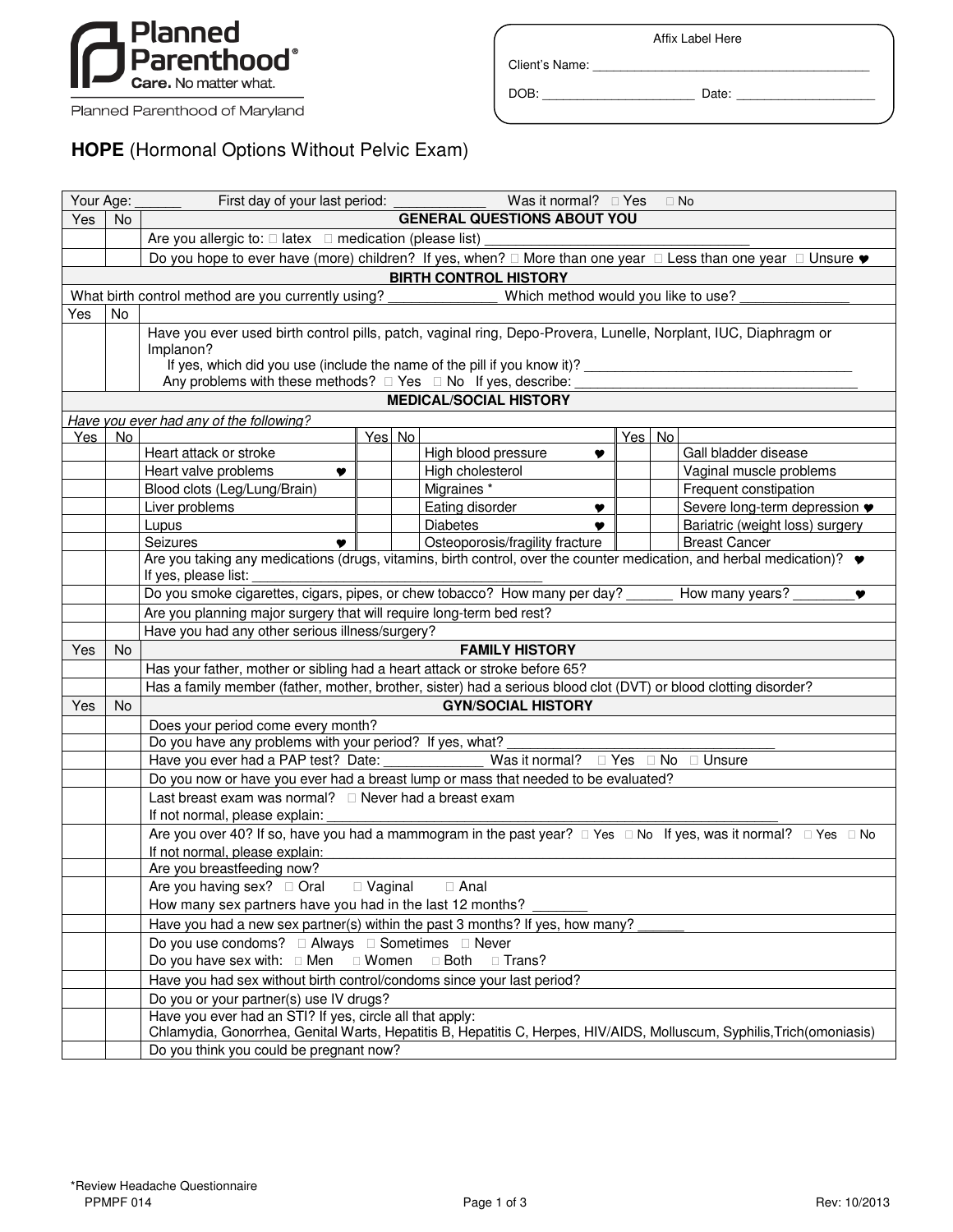Planned Parenthood®
**Care.** No matter what.

Planned Parenthood of Maryland

Affix Label Here

Client's Name: ________________________________________

DOB: ______________________ Date: ____________________

# HOPE (Hormonal Options Without Pelvic Exam)

| Your Age: ______ | First day of your last period: ____________ | Was it normal? ☐ Yes ☐ No |
|---|---|---|

| Yes | No | GENERAL QUESTIONS ABOUT YOU |
|---|---|---|
| | | Are you allergic to: ☐ latex ☐ medication (please list) ________________________________ |
| | | Do you hope to ever have (more) children? If yes, when? ☐ More than one year ☐ Less than one year ☐ Unsure ♥ |

**BIRTH CONTROL HISTORY**

What birth control method are you currently using? ______________ Which method would you like to use? ______________

| Yes | No | |
|---|---|---|
| | | Have you ever used birth control pills, patch, vaginal ring, Depo-Provera, Lunelle, Norplant, IUC, Diaphragm or Implanon? If yes, which did you use (include the name of the pill if you know it)? ________________ Any problems with these methods? ☐ Yes ☐ No If yes, describe: ________________ |

**MEDICAL/SOCIAL HISTORY**

*Have you ever had any of the following?*

| Yes | No | | Yes | No | | Yes | No | |
|---|---|---|---|---|---|---|---|---|
| | | Heart attack or stroke | | | High blood pressure ♥ | | | Gall bladder disease |
| | | Heart valve problems ♥ | | | High cholesterol | | | Vaginal muscle problems |
| | | Blood clots (Leg/Lung/Brain) | | | Migraines * | | | Frequent constipation |
| | | Liver problems | | | Eating disorder ♥ | | | Severe long-term depression ♥ |
| | | Lupus | | | Diabetes ♥ | | | Bariatric (weight loss) surgery |
| | | Seizures ♥ | | | Osteoporosis/fragility fracture | | | Breast Cancer |

| Yes | No | |
|---|---|---|
| | | Are you taking any medications (drugs, vitamins, birth control, over the counter medication, and herbal medication)? ♥ If yes, please list: ________________________________ |
| | | Do you smoke cigarettes, cigars, pipes, or chew tobacco? How many per day? ______ How many years? ________♥ |
| | | Are you planning major surgery that will require long-term bed rest? |
| | | Have you had any other serious illness/surgery? |

| Yes | No | FAMILY HISTORY |
|---|---|---|
| | | Has your father, mother or sibling had a heart attack or stroke before 65? |
| | | Has a family member (father, mother, brother, sister) had a serious blood clot (DVT) or blood clotting disorder? |

| Yes | No | GYN/SOCIAL HISTORY |
|---|---|---|
| | | Does your period come every month? |
| | | Do you have any problems with your period? If yes, what? ________________________________ |
| | | Have you ever had a PAP test? Date: ____________ Was it normal? ☐ Yes ☐ No ☐ Unsure |
| | | Do you now or have you ever had a breast lump or mass that needed to be evaluated? |
| | | Last breast exam was normal? ☐ Never had a breast exam If not normal, please explain: ________________________________ |
| | | Are you over 40? If so, have you had a mammogram in the past year? ☐ Yes ☐ No If yes, was it normal? ☐ Yes ☐ No If not normal, please explain: |
| | | Are you breastfeeding now? |
| | | Are you having sex? ☐ Oral ☐ Vaginal ☐ Anal How many sex partners have you had in the last 12 months? _______ |
| | | Have you had a new sex partner(s) within the past 3 months? If yes, how many? ______ |
| | | Do you use condoms? ☐ Always ☐ Sometimes ☐ Never Do you have sex with: ☐ Men ☐ Women ☐ Both ☐ Trans? |
| | | Have you had sex without birth control/condoms since your last period? |
| | | Do you or your partner(s) use IV drugs? |
| | | Have you ever had an STI? If yes, circle all that apply: Chlamydia, Gonorrhea, Genital Warts, Hepatitis B, Hepatitis C, Herpes, HIV/AIDS, Molluscum, Syphilis, Trich(omoniasis) |
| | | Do you think you could be pregnant now? |

*Review Headache Questionnaire

PPMPF 014 Rev: 10/2013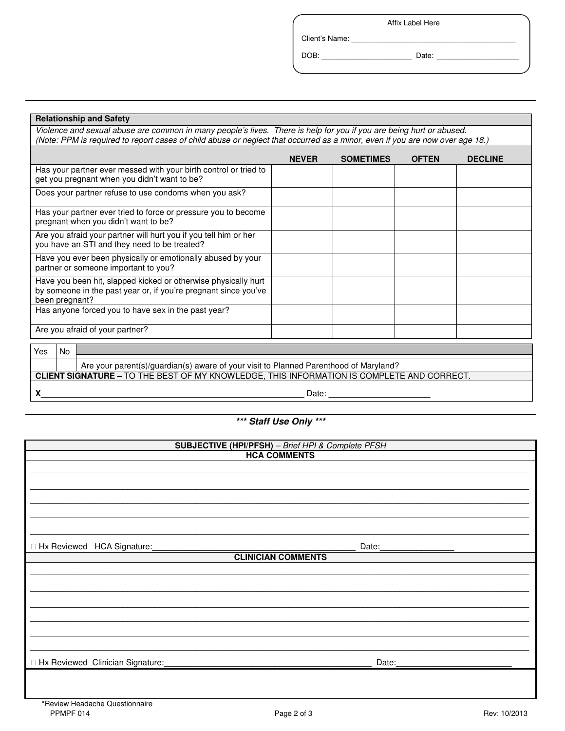Affix Label Here

Client's Name: ________________________________________

DOB: ______________________ Date: ____________________

---

| Relationship and Safety | | | | |
|---|---|---|---|---|
| *Violence and sexual abuse are common in many people's lives. There is help for you if you are being hurt or abused. (Note: PPM is required to report cases of child abuse or neglect that occurred as a minor, even if you are now over age 18.)* | | | | |
| | **NEVER** | **SOMETIMES** | **OFTEN** | **DECLINE** |
| Has your partner ever messed with your birth control or tried to get you pregnant when you didn't want to be? | | | | |
| Does your partner refuse to use condoms when you ask? | | | | |
| Has your partner ever tried to force or pressure you to become pregnant when you didn't want to be? | | | | |
| Are you afraid your partner will hurt you if you tell him or her you have an STI and they need to be treated? | | | | |
| Have you ever been physically or emotionally abused by your partner or someone important to you? | | | | |
| Have you been hit, slapped kicked or otherwise physically hurt by someone in the past year or, if you're pregnant since you've been pregnant? | | | | |
| Has anyone forced you to have sex in the past year? | | | | |
| Are you afraid of your partner? | | | | |

| Yes | No | |
|---|---|---|
| | | Are your parent(s)/guardian(s) aware of your visit to Planned Parenthood of Maryland? |

**CLIENT SIGNATURE –** TO THE BEST OF MY KNOWLEDGE, THIS INFORMATION IS COMPLETE AND CORRECT.

**X**_______________________________________________________ Date: ______________________

---

***\*\*\* Staff Use Only \*\*\****

**SUBJECTIVE (HPI/PFSH)** – *Brief HPI & Complete PFSH*

**HCA COMMENTS**

______________________________________________________________________________

______________________________________________________________________________

______________________________________________________________________________

______________________________________________________________________________

______________________________________________________________________________

☐ Hx Reviewed HCA Signature:____________________________________________ Date:________________

**CLINICIAN COMMENTS**

______________________________________________________________________________

______________________________________________________________________________

______________________________________________________________________________

______________________________________________________________________________

______________________________________________________________________________

______________________________________________________________________________

☐ Hx Reviewed Clinician Signature:____________________________________________ Date:_________________________

*Review Headache Questionnaire

PPMPF 014 Rev: 10/2013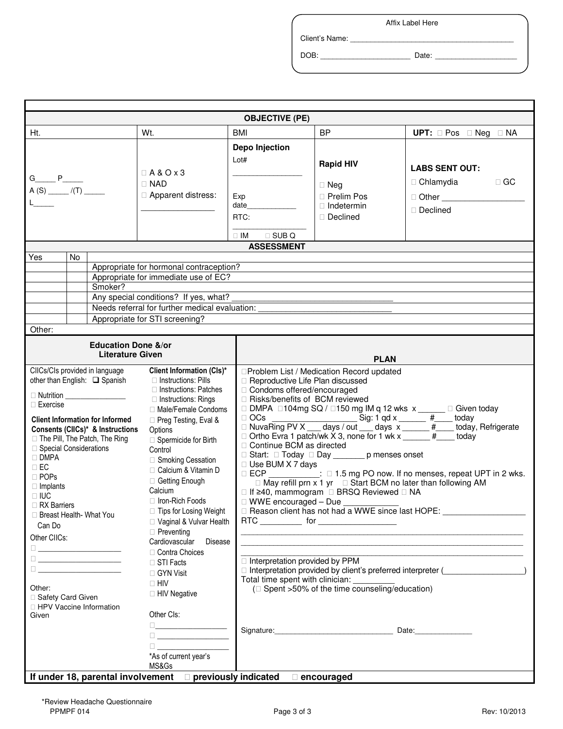Affix Label Here

Client's Name: ________________________________________

DOB: _____________________ Date: ___________________

## OBJECTIVE (PE)

| Ht. | Wt. | BMI | BP | **UPT:** □ Pos □ Neg □ NA |
|---|---|---|---|---|
| G_____ P_____ A (S) _____ /(T) _____ L_____ | □ A & O x 3 □ NAD □ Apparent distress: _______________ | **Depo Injection** Lot# _______________ Exp date___________ RTC: _______________ □ IM □ SUB Q | **Rapid HIV** □ Neg □ Prelim Pos □ Indetermin □ Declined | **LABS SENT OUT:** □ Chlamydia □ GC □ Other _________________ □ Declined |

## ASSESSMENT

| Yes | No | |
|---|---|---|
| | | Appropriate for hormonal contraception? |
| | | Appropriate for immediate use of EC? |
| | | Smoker? |
| | | Any special conditions? If yes, what? _________________________________ |
| | | Needs referral for further medical evaluation: ___________________________ |
| | | Appropriate for STI screening? |

Other:

## Education Done &/or Literature Given

CIICs/CIs provided in language other than English: ❑ Spanish

□ Nutrition _______________
□ Exercise

**Client Information for Informed Consents (CIICs)* & Instructions**

□ The Pill, The Patch, The Ring
□ Special Considerations
□ DMPA
□ EC
□ POPs
□ Implants
□ IUC
□ RX Barriers
□ Breast Health- What You Can Do

Other CIICs:

□ ___________________
□ ___________________
□ ___________________

Other:

□ Safety Card Given
□ HPV Vaccine Information Given

**Client Information (CIs)***

□ Instructions: Pills
□ Instructions: Patches
□ Instructions: Rings
□ Male/Female Condoms
□ Preg Testing, Eval & Options
□ Spermicide for Birth Control
□ Smoking Cessation
□ Calcium & Vitamin D
□ Getting Enough Calcium
□ Iron-Rich Foods
□ Tips for Losing Weight
□ Vaginal & Vulvar Health
□ Preventing Cardiovascular Disease
□ Contra Choices
□ STI Facts
□ GYN Visit
□ HIV
□ HIV Negative

Other CIs:

□ _________________
□ _________________
□ _________________

*As of current year's MS&Gs

## PLAN

□ Problem List / Medication Record updated
□ Reproductive Life Plan discussed
□ Condoms offered/encouraged
□ Risks/benefits of BCM reviewed
□ DMPA □ 104mg SQ / □ 150 mg IM q 12 wks x ______ □ Given today
□ OCs __________________ Sig: 1 qd x ______ #____ today
□ NuvaRing PV X ___ days / out ___ days x ______ #____ today, Refrigerate
□ Ortho Evra 1 patch/wk X 3, none for 1 wk x ______ #____ today
□ Continue BCM as directed
□ Start: □ Today □ Day _______ p menses onset
□ Use BUM X 7 days
□ ECP ___________: □ 1.5 mg PO now. If no menses, repeat UPT in 2 wks.
  □ May refill prn x 1 yr □ Start BCM no later than following AM
□ If ≥40, mammogram □ BRSQ Reviewed □ NA
□ WWE encouraged – Due ___________
□ Reason client has not had a WWE since last HOPE: _________________
RTC _________ for ________________

_______________________________________________________________
_______________________________________________________________
_______________________________________________________________

□ Interpretation provided by PPM
□ Interpretation provided by client's preferred interpreter (_________________)
Total time spent with clinician: _________
(□ Spent >50% of the time counseling/education)

Signature:____________________________ Date:_____________

**If under 18, parental involvement □ previously indicated □ encouraged**

*Review Headache Questionnaire

PPMPF 014 Rev: 10/2013